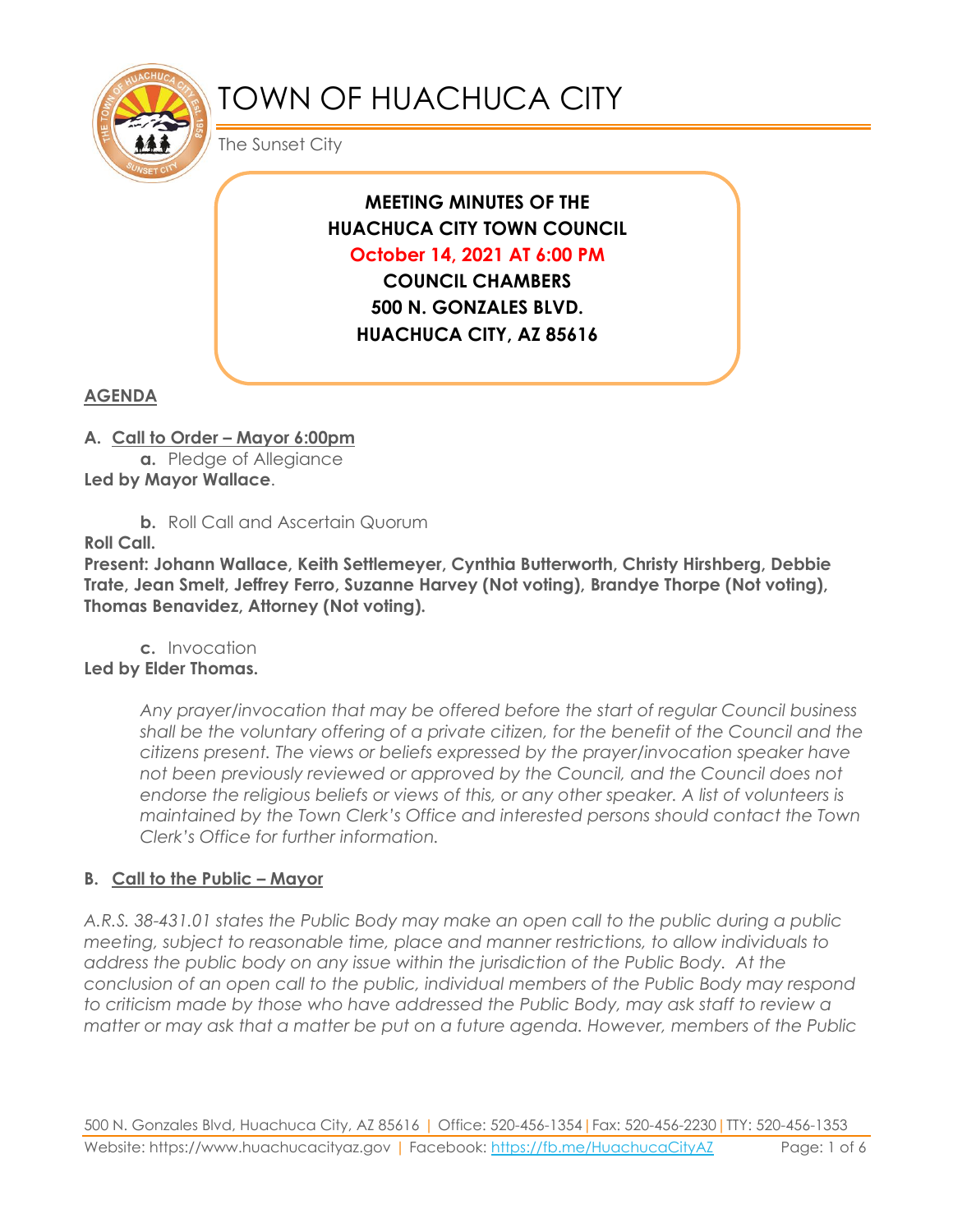# TOWN OF HUACHUCA CITY

The Sunset City

**MEETING MINUTES OF THE**
**HUACHUCA CITY TOWN COUNCIL**
**October 14, 2021 AT 6:00 PM**
**COUNCIL CHAMBERS**
**500 N. GONZALES BLVD.**
**HUACHUCA CITY, AZ 85616**

## AGENDA

**A. Call to Order – Mayor 6:00pm**

**a.** Pledge of Allegiance

**Led by Mayor Wallace**.

**b.** Roll Call and Ascertain Quorum

**Roll Call.**

**Present: Johann Wallace, Keith Settlemeyer, Cynthia Butterworth, Christy Hirshberg, Debbie Trate, Jean Smelt, Jeffrey Ferro, Suzanne Harvey (Not voting), Brandye Thorpe (Not voting), Thomas Benavidez, Attorney (Not voting).**

**c.** Invocation

**Led by Elder Thomas.**

*Any prayer/invocation that may be offered before the start of regular Council business shall be the voluntary offering of a private citizen, for the benefit of the Council and the citizens present. The views or beliefs expressed by the prayer/invocation speaker have not been previously reviewed or approved by the Council, and the Council does not endorse the religious beliefs or views of this, or any other speaker. A list of volunteers is maintained by the Town Clerk's Office and interested persons should contact the Town Clerk's Office for further information.*

**B. Call to the Public – Mayor**

*A.R.S. 38-431.01 states the Public Body may make an open call to the public during a public meeting, subject to reasonable time, place and manner restrictions, to allow individuals to address the public body on any issue within the jurisdiction of the Public Body. At the conclusion of an open call to the public, individual members of the Public Body may respond to criticism made by those who have addressed the Public Body, may ask staff to review a matter or may ask that a matter be put on a future agenda. However, members of the Public*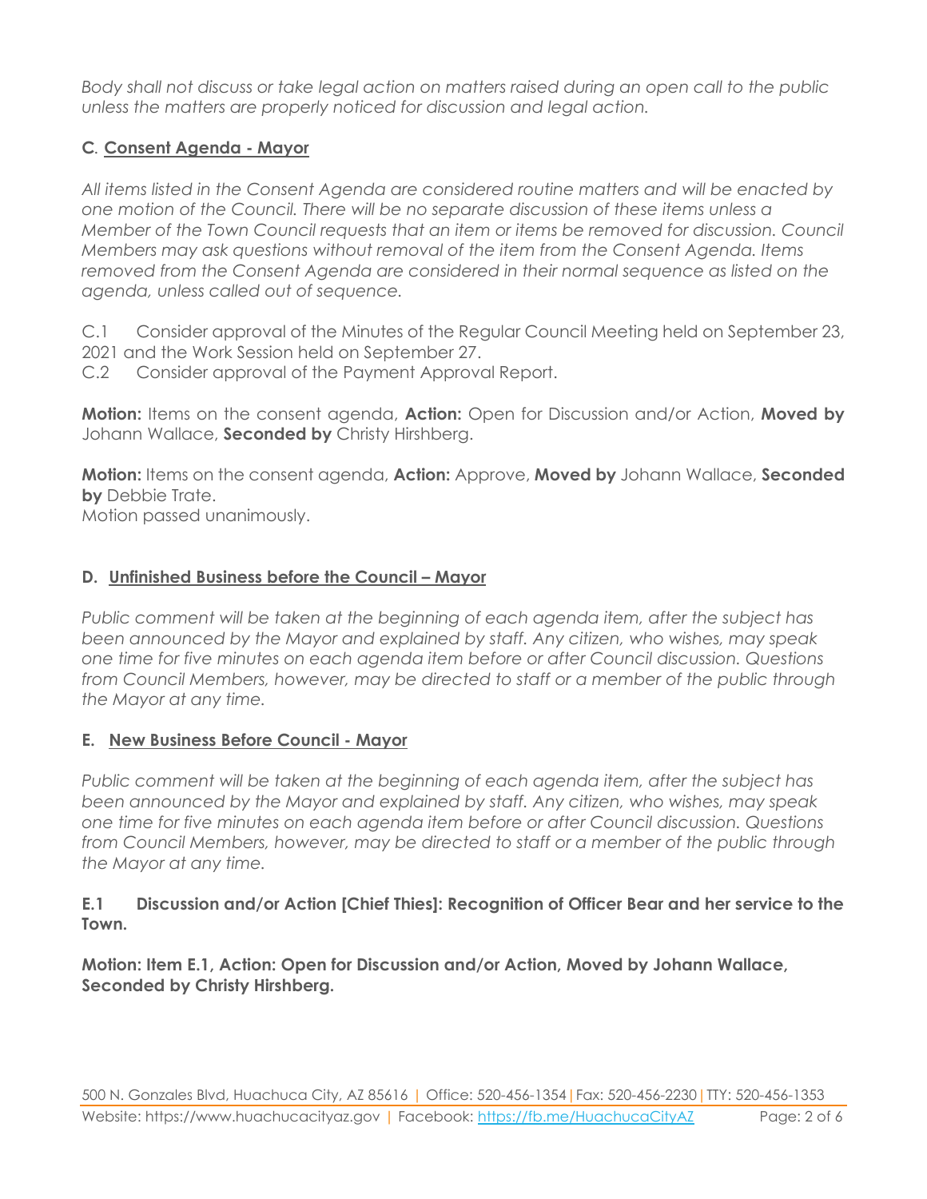*Body shall not discuss or take legal action on matters raised during an open call to the public unless the matters are properly noticed for discussion and legal action.*

### C. Consent Agenda - Mayor

*All items listed in the Consent Agenda are considered routine matters and will be enacted by one motion of the Council. There will be no separate discussion of these items unless a Member of the Town Council requests that an item or items be removed for discussion. Council Members may ask questions without removal of the item from the Consent Agenda. Items removed from the Consent Agenda are considered in their normal sequence as listed on the agenda, unless called out of sequence.*

C.1 Consider approval of the Minutes of the Regular Council Meeting held on September 23, 2021 and the Work Session held on September 27.

C.2 Consider approval of the Payment Approval Report.

**Motion:** Items on the consent agenda, **Action:** Open for Discussion and/or Action, **Moved by** Johann Wallace, **Seconded by** Christy Hirshberg.

**Motion:** Items on the consent agenda, **Action:** Approve, **Moved by** Johann Wallace, **Seconded by** Debbie Trate.
Motion passed unanimously.

### D. Unfinished Business before the Council – Mayor

*Public comment will be taken at the beginning of each agenda item, after the subject has been announced by the Mayor and explained by staff. Any citizen, who wishes, may speak one time for five minutes on each agenda item before or after Council discussion. Questions from Council Members, however, may be directed to staff or a member of the public through the Mayor at any time.*

### E. New Business Before Council - Mayor

*Public comment will be taken at the beginning of each agenda item, after the subject has been announced by the Mayor and explained by staff. Any citizen, who wishes, may speak one time for five minutes on each agenda item before or after Council discussion. Questions from Council Members, however, may be directed to staff or a member of the public through the Mayor at any time.*

**E.1 Discussion and/or Action [Chief Thies]: Recognition of Officer Bear and her service to the Town.**

**Motion: Item E.1, Action: Open for Discussion and/or Action, Moved by Johann Wallace, Seconded by Christy Hirshberg.**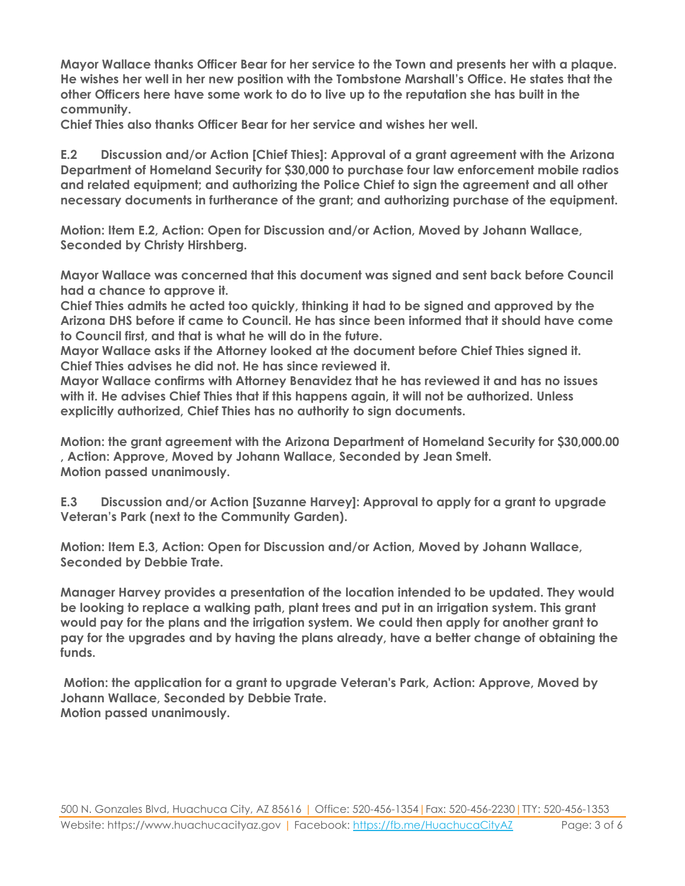**Mayor Wallace thanks Officer Bear for her service to the Town and presents her with a plaque. He wishes her well in her new position with the Tombstone Marshall's Office. He states that the other Officers here have some work to do to live up to the reputation she has built in the community.**
**Chief Thies also thanks Officer Bear for her service and wishes her well.**

**E.2 Discussion and/or Action [Chief Thies]: Approval of a grant agreement with the Arizona Department of Homeland Security for $30,000 to purchase four law enforcement mobile radios and related equipment; and authorizing the Police Chief to sign the agreement and all other necessary documents in furtherance of the grant; and authorizing purchase of the equipment.**

**Motion: Item E.2, Action: Open for Discussion and/or Action, Moved by Johann Wallace, Seconded by Christy Hirshberg.**

**Mayor Wallace was concerned that this document was signed and sent back before Council had a chance to approve it.**
**Chief Thies admits he acted too quickly, thinking it had to be signed and approved by the Arizona DHS before if came to Council. He has since been informed that it should have come to Council first, and that is what he will do in the future.**
**Mayor Wallace asks if the Attorney looked at the document before Chief Thies signed it. Chief Thies advises he did not. He has since reviewed it.**
**Mayor Wallace confirms with Attorney Benavidez that he has reviewed it and has no issues with it. He advises Chief Thies that if this happens again, it will not be authorized. Unless explicitly authorized, Chief Thies has no authority to sign documents.**

**Motion: the grant agreement with the Arizona Department of Homeland Security for $30,000.00 , Action: Approve, Moved by Johann Wallace, Seconded by Jean Smelt.**
**Motion passed unanimously.**

**E.3 Discussion and/or Action [Suzanne Harvey]: Approval to apply for a grant to upgrade Veteran's Park (next to the Community Garden).**

**Motion: Item E.3, Action: Open for Discussion and/or Action, Moved by Johann Wallace, Seconded by Debbie Trate.**

**Manager Harvey provides a presentation of the location intended to be updated. They would be looking to replace a walking path, plant trees and put in an irrigation system. This grant would pay for the plans and the irrigation system. We could then apply for another grant to pay for the upgrades and by having the plans already, have a better change of obtaining the funds.**

**Motion: the application for a grant to upgrade Veteran's Park, Action: Approve, Moved by Johann Wallace, Seconded by Debbie Trate.**
**Motion passed unanimously.**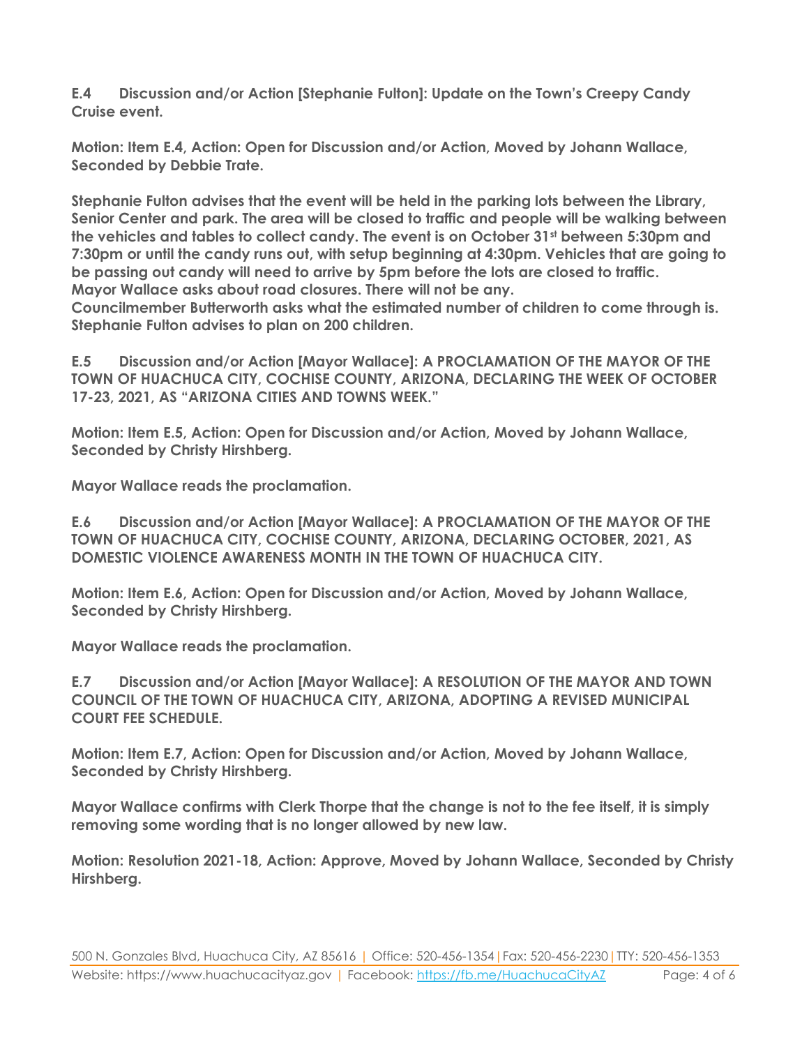**E.4 Discussion and/or Action [Stephanie Fulton]: Update on the Town's Creepy Candy Cruise event.**

**Motion: Item E.4, Action: Open for Discussion and/or Action, Moved by Johann Wallace, Seconded by Debbie Trate.**

**Stephanie Fulton advises that the event will be held in the parking lots between the Library, Senior Center and park. The area will be closed to traffic and people will be walking between the vehicles and tables to collect candy. The event is on October 31st between 5:30pm and 7:30pm or until the candy runs out, with setup beginning at 4:30pm. Vehicles that are going to be passing out candy will need to arrive by 5pm before the lots are closed to traffic.**
**Mayor Wallace asks about road closures. There will not be any.**
**Councilmember Butterworth asks what the estimated number of children to come through is. Stephanie Fulton advises to plan on 200 children.**

**E.5 Discussion and/or Action [Mayor Wallace]: A PROCLAMATION OF THE MAYOR OF THE TOWN OF HUACHUCA CITY, COCHISE COUNTY, ARIZONA, DECLARING THE WEEK OF OCTOBER 17-23, 2021, AS "ARIZONA CITIES AND TOWNS WEEK."**

**Motion: Item E.5, Action: Open for Discussion and/or Action, Moved by Johann Wallace, Seconded by Christy Hirshberg.**

**Mayor Wallace reads the proclamation.**

**E.6 Discussion and/or Action [Mayor Wallace]: A PROCLAMATION OF THE MAYOR OF THE TOWN OF HUACHUCA CITY, COCHISE COUNTY, ARIZONA, DECLARING OCTOBER, 2021, AS DOMESTIC VIOLENCE AWARENESS MONTH IN THE TOWN OF HUACHUCA CITY.**

**Motion: Item E.6, Action: Open for Discussion and/or Action, Moved by Johann Wallace, Seconded by Christy Hirshberg.**

**Mayor Wallace reads the proclamation.**

**E.7 Discussion and/or Action [Mayor Wallace]: A RESOLUTION OF THE MAYOR AND TOWN COUNCIL OF THE TOWN OF HUACHUCA CITY, ARIZONA, ADOPTING A REVISED MUNICIPAL COURT FEE SCHEDULE.**

**Motion: Item E.7, Action: Open for Discussion and/or Action, Moved by Johann Wallace, Seconded by Christy Hirshberg.**

**Mayor Wallace confirms with Clerk Thorpe that the change is not to the fee itself, it is simply removing some wording that is no longer allowed by new law.**

**Motion: Resolution 2021-18, Action: Approve, Moved by Johann Wallace, Seconded by Christy Hirshberg.**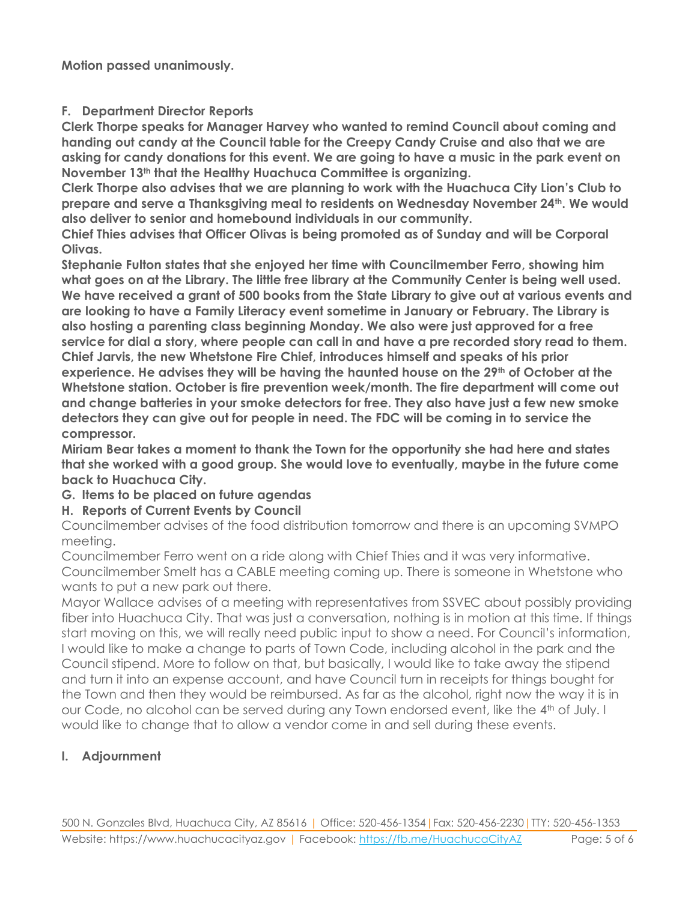**Motion passed unanimously.**

**F. Department Director Reports**

**Clerk Thorpe speaks for Manager Harvey who wanted to remind Council about coming and handing out candy at the Council table for the Creepy Candy Cruise and also that we are asking for candy donations for this event. We are going to have a music in the park event on November 13th that the Healthy Huachuca Committee is organizing.**

**Clerk Thorpe also advises that we are planning to work with the Huachuca City Lion's Club to prepare and serve a Thanksgiving meal to residents on Wednesday November 24th. We would also deliver to senior and homebound individuals in our community.**

**Chief Thies advises that Officer Olivas is being promoted as of Sunday and will be Corporal Olivas.**

**Stephanie Fulton states that she enjoyed her time with Councilmember Ferro, showing him what goes on at the Library. The little free library at the Community Center is being well used. We have received a grant of 500 books from the State Library to give out at various events and are looking to have a Family Literacy event sometime in January or February. The Library is also hosting a parenting class beginning Monday. We also were just approved for a free service for dial a story, where people can call in and have a pre recorded story read to them.**

**Chief Jarvis, the new Whetstone Fire Chief, introduces himself and speaks of his prior experience. He advises they will be having the haunted house on the 29th of October at the Whetstone station. October is fire prevention week/month. The fire department will come out and change batteries in your smoke detectors for free. They also have just a few new smoke detectors they can give out for people in need. The FDC will be coming in to service the compressor.**

**Miriam Bear takes a moment to thank the Town for the opportunity she had here and states that she worked with a good group. She would love to eventually, maybe in the future come back to Huachuca City.**

**G. Items to be placed on future agendas**

**H. Reports of Current Events by Council**

Councilmember advises of the food distribution tomorrow and there is an upcoming SVMPO meeting.

Councilmember Ferro went on a ride along with Chief Thies and it was very informative.

Councilmember Smelt has a CABLE meeting coming up. There is someone in Whetstone who wants to put a new park out there.

Mayor Wallace advises of a meeting with representatives from SSVEC about possibly providing fiber into Huachuca City. That was just a conversation, nothing is in motion at this time. If things start moving on this, we will really need public input to show a need. For Council's information, I would like to make a change to parts of Town Code, including alcohol in the park and the Council stipend. More to follow on that, but basically, I would like to take away the stipend and turn it into an expense account, and have Council turn in receipts for things bought for the Town and then they would be reimbursed. As far as the alcohol, right now the way it is in our Code, no alcohol can be served during any Town endorsed event, like the 4th of July. I would like to change that to allow a vendor come in and sell during these events.

**I. Adjournment**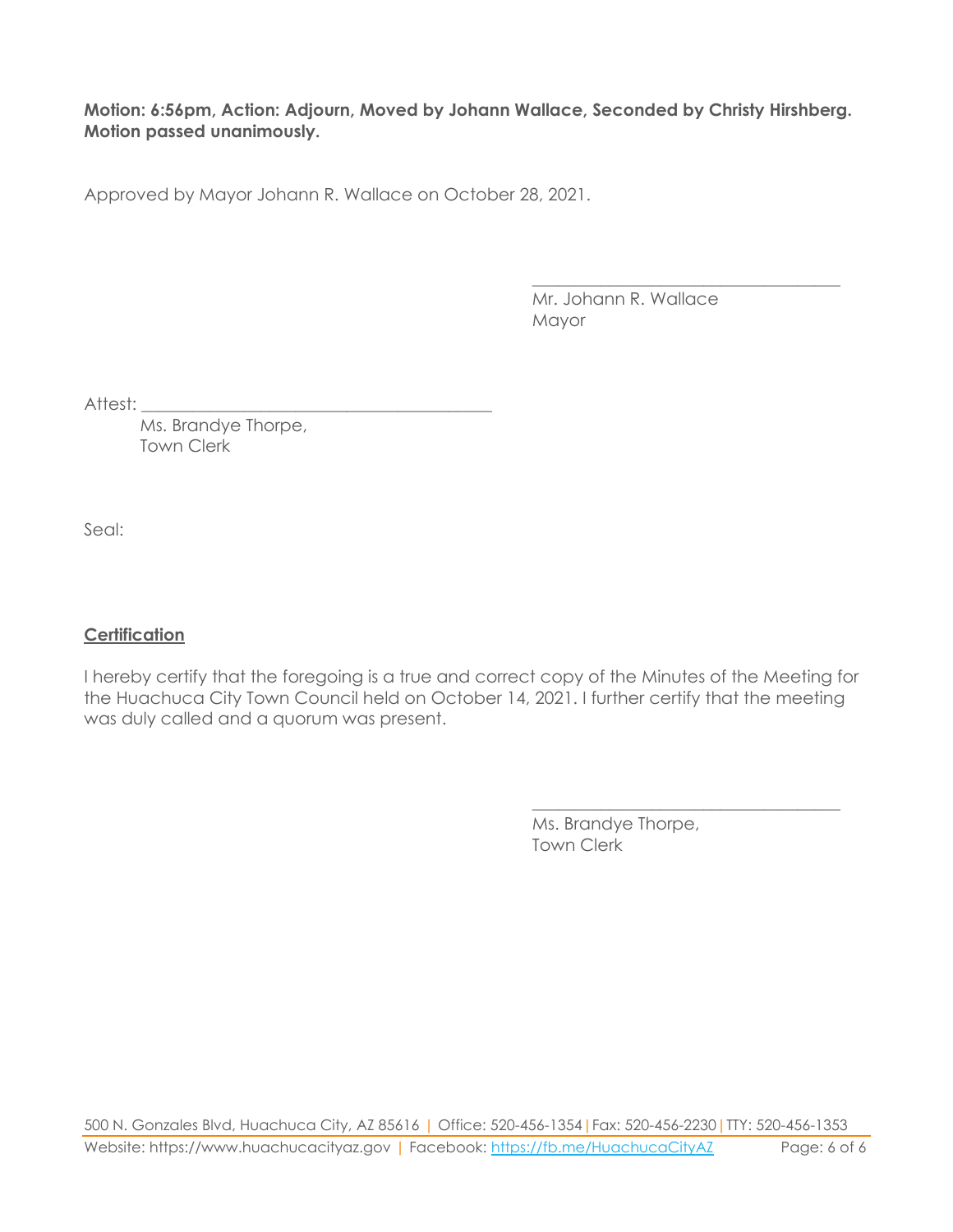**Motion: 6:56pm, Action: Adjourn, Moved by Johann Wallace, Seconded by Christy Hirshberg. Motion passed unanimously.**

Approved by Mayor Johann R. Wallace on October 28, 2021.

\_\_\_\_\_\_\_\_\_\_\_\_\_\_\_\_\_\_\_\_\_\_\_\_\_\_\_\_\_\_\_\_\_\_\_\_
Mr. Johann R. Wallace
Mayor

Attest: \_\_\_\_\_\_\_\_\_\_\_\_\_\_\_\_\_\_\_\_\_\_\_\_\_\_\_\_\_\_\_\_\_\_\_\_\_\_\_\_
Ms. Brandye Thorpe,
Town Clerk

Seal:

**Certification**

I hereby certify that the foregoing is a true and correct copy of the Minutes of the Meeting for the Huachuca City Town Council held on October 14, 2021. I further certify that the meeting was duly called and a quorum was present.

\_\_\_\_\_\_\_\_\_\_\_\_\_\_\_\_\_\_\_\_\_\_\_\_\_\_\_\_\_\_\_\_\_\_\_\_
Ms. Brandye Thorpe,
Town Clerk

500 N. Gonzales Blvd, Huachuca City, AZ 85616 | Office: 520-456-1354 | Fax: 520-456-2230 | TTY: 520-456-1353
Website: https://www.huachucacityaz.gov | Facebook: https://fb.me/HuachucaCityAZ